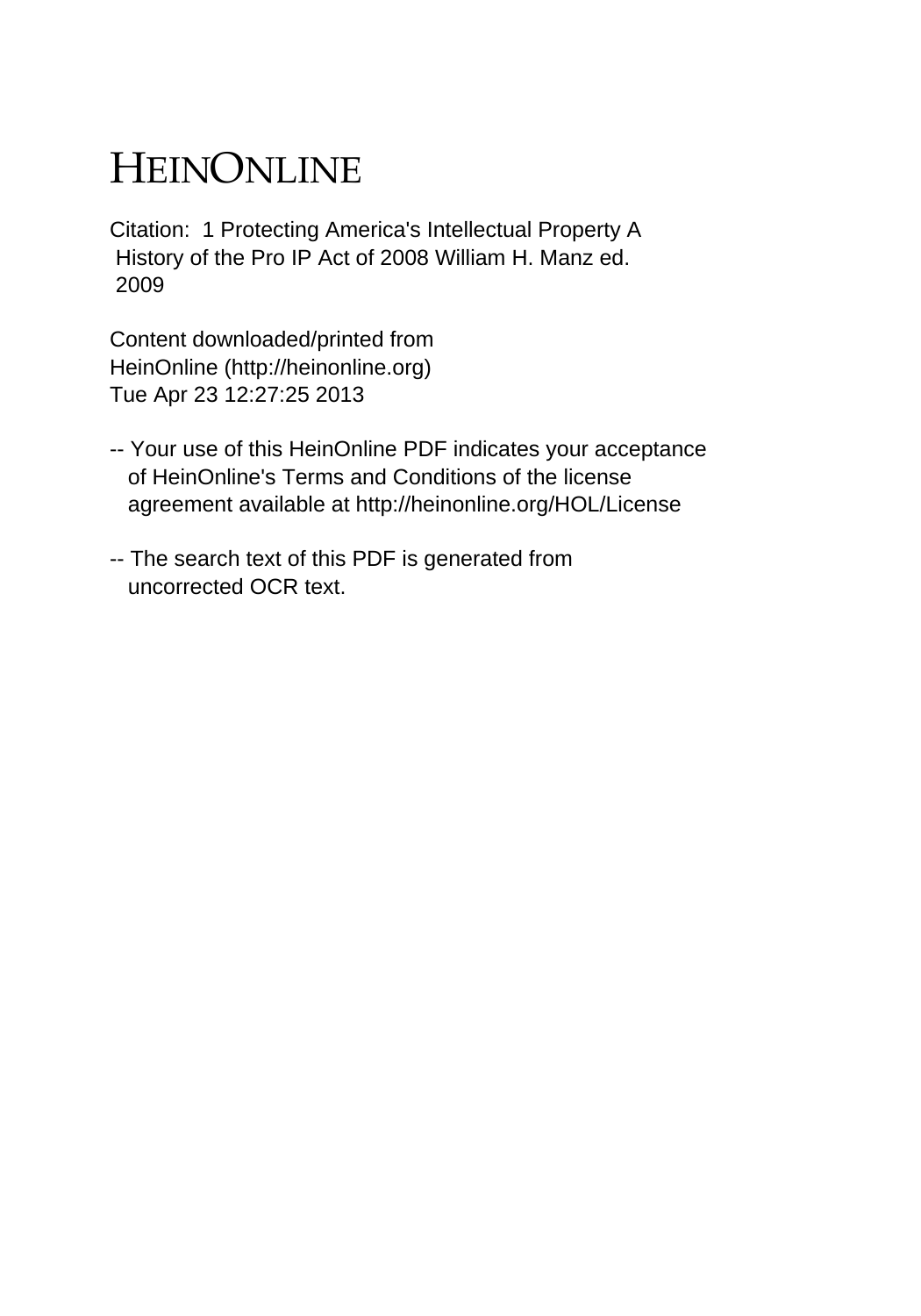# HEINONLINE

Citation: 1 Protecting America's Intellectual Property A History of the Pro IP Act of 2008 William H. Manz ed. 2009

Content downloaded/printed from HeinOnline (http://heinonline.org)
Tue Apr 23 12:27:25 2013

-- Your use of this HeinOnline PDF indicates your acceptance of HeinOnline's Terms and Conditions of the license agreement available at http://heinonline.org/HOL/License

-- The search text of this PDF is generated from uncorrected OCR text.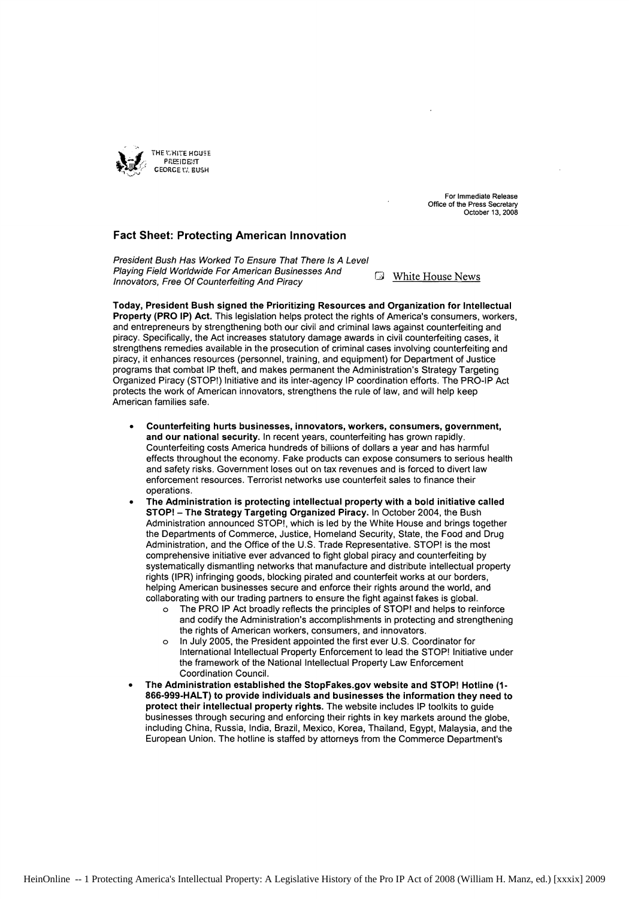THE WHITE HOUSE
PRESIDENT
GEORGE W. BUSH

For Immediate Release
Office of the Press Secretary
October 13, 2008

## Fact Sheet: Protecting American Innovation

*President Bush Has Worked To Ensure That There Is A Level Playing Field Worldwide For American Businesses And Innovators, Free Of Counterfeiting And Piracy*

White House News

**Today, President Bush signed the Prioritizing Resources and Organization for Intellectual Property (PRO IP) Act.** This legislation helps protect the rights of America's consumers, workers, and entrepreneurs by strengthening both our civil and criminal laws against counterfeiting and piracy. Specifically, the Act increases statutory damage awards in civil counterfeiting cases, it strengthens remedies available in the prosecution of criminal cases involving counterfeiting and piracy, it enhances resources (personnel, training, and equipment) for Department of Justice programs that combat IP theft, and makes permanent the Administration's Strategy Targeting Organized Piracy (STOP!) Initiative and its inter-agency IP coordination efforts. The PRO-IP Act protects the work of American innovators, strengthens the rule of law, and will help keep American families safe.

- **Counterfeiting hurts businesses, innovators, workers, consumers, government, and our national security.** In recent years, counterfeiting has grown rapidly. Counterfeiting costs America hundreds of billions of dollars a year and has harmful effects throughout the economy. Fake products can expose consumers to serious health and safety risks. Government loses out on tax revenues and is forced to divert law enforcement resources. Terrorist networks use counterfeit sales to finance their operations.
- **The Administration is protecting intellectual property with a bold initiative called STOP! – The Strategy Targeting Organized Piracy.** In October 2004, the Bush Administration announced STOP!, which is led by the White House and brings together the Departments of Commerce, Justice, Homeland Security, State, the Food and Drug Administration, and the Office of the U.S. Trade Representative. STOP! is the most comprehensive initiative ever advanced to fight global piracy and counterfeiting by systematically dismantling networks that manufacture and distribute intellectual property rights (IPR) infringing goods, blocking pirated and counterfeit works at our borders, helping American businesses secure and enforce their rights around the world, and collaborating with our trading partners to ensure the fight against fakes is global.
  - The PRO IP Act broadly reflects the principles of STOP! and helps to reinforce and codify the Administration's accomplishments in protecting and strengthening the rights of American workers, consumers, and innovators.
  - In July 2005, the President appointed the first ever U.S. Coordinator for International Intellectual Property Enforcement to lead the STOP! Initiative under the framework of the National Intellectual Property Law Enforcement Coordination Council.
- **The Administration established the StopFakes.gov website and STOP! Hotline (1-866-999-HALT) to provide individuals and businesses the information they need to protect their intellectual property rights.** The website includes IP toolkits to guide businesses through securing and enforcing their rights in key markets around the globe, including China, Russia, India, Brazil, Mexico, Korea, Thailand, Egypt, Malaysia, and the European Union. The hotline is staffed by attorneys from the Commerce Department's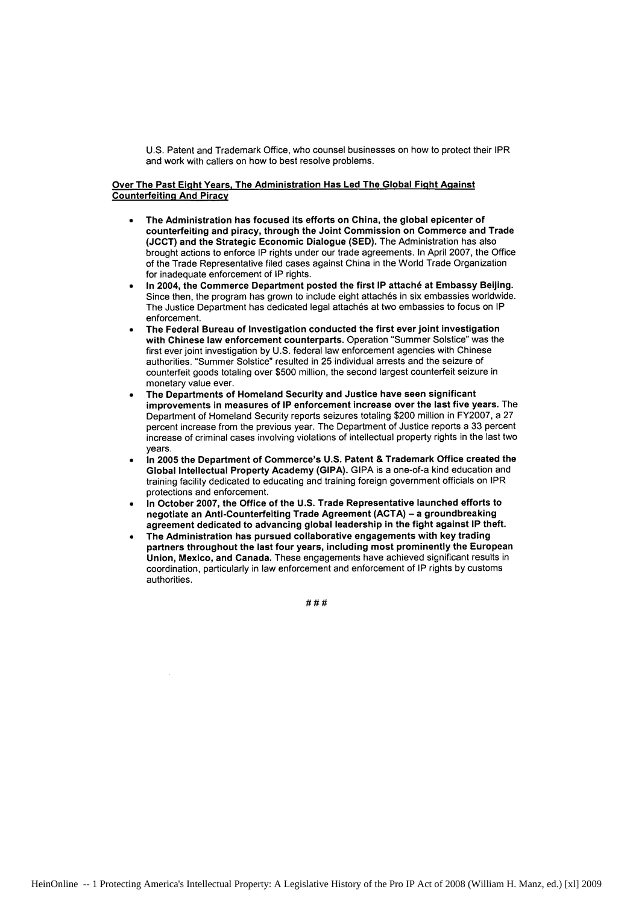U.S. Patent and Trademark Office, who counsel businesses on how to protect their IPR and work with callers on how to best resolve problems.

**Over The Past Eight Years, The Administration Has Led The Global Fight Against Counterfeiting And Piracy**

- **The Administration has focused its efforts on China, the global epicenter of counterfeiting and piracy, through the Joint Commission on Commerce and Trade (JCCT) and the Strategic Economic Dialogue (SED).** The Administration has also brought actions to enforce IP rights under our trade agreements. In April 2007, the Office of the Trade Representative filed cases against China in the World Trade Organization for inadequate enforcement of IP rights.
- **In 2004, the Commerce Department posted the first IP attaché at Embassy Beijing.** Since then, the program has grown to include eight attachés in six embassies worldwide. The Justice Department has dedicated legal attachés at two embassies to focus on IP enforcement.
- **The Federal Bureau of Investigation conducted the first ever joint investigation with Chinese law enforcement counterparts.** Operation "Summer Solstice" was the first ever joint investigation by U.S. federal law enforcement agencies with Chinese authorities. "Summer Solstice" resulted in 25 individual arrests and the seizure of counterfeit goods totaling over $500 million, the second largest counterfeit seizure in monetary value ever.
- **The Departments of Homeland Security and Justice have seen significant improvements in measures of IP enforcement increase over the last five years.** The Department of Homeland Security reports seizures totaling $200 million in FY2007, a 27 percent increase from the previous year. The Department of Justice reports a 33 percent increase of criminal cases involving violations of intellectual property rights in the last two years.
- **In 2005 the Department of Commerce's U.S. Patent & Trademark Office created the Global Intellectual Property Academy (GIPA).** GIPA is a one-of-a kind education and training facility dedicated to educating and training foreign government officials on IPR protections and enforcement.
- **In October 2007, the Office of the U.S. Trade Representative launched efforts to negotiate an Anti-Counterfeiting Trade Agreement (ACTA) – a groundbreaking agreement dedicated to advancing global leadership in the fight against IP theft.**
- **The Administration has pursued collaborative engagements with key trading partners throughout the last four years, including most prominently the European Union, Mexico, and Canada.** These engagements have achieved significant results in coordination, particularly in law enforcement and enforcement of IP rights by customs authorities.

# # #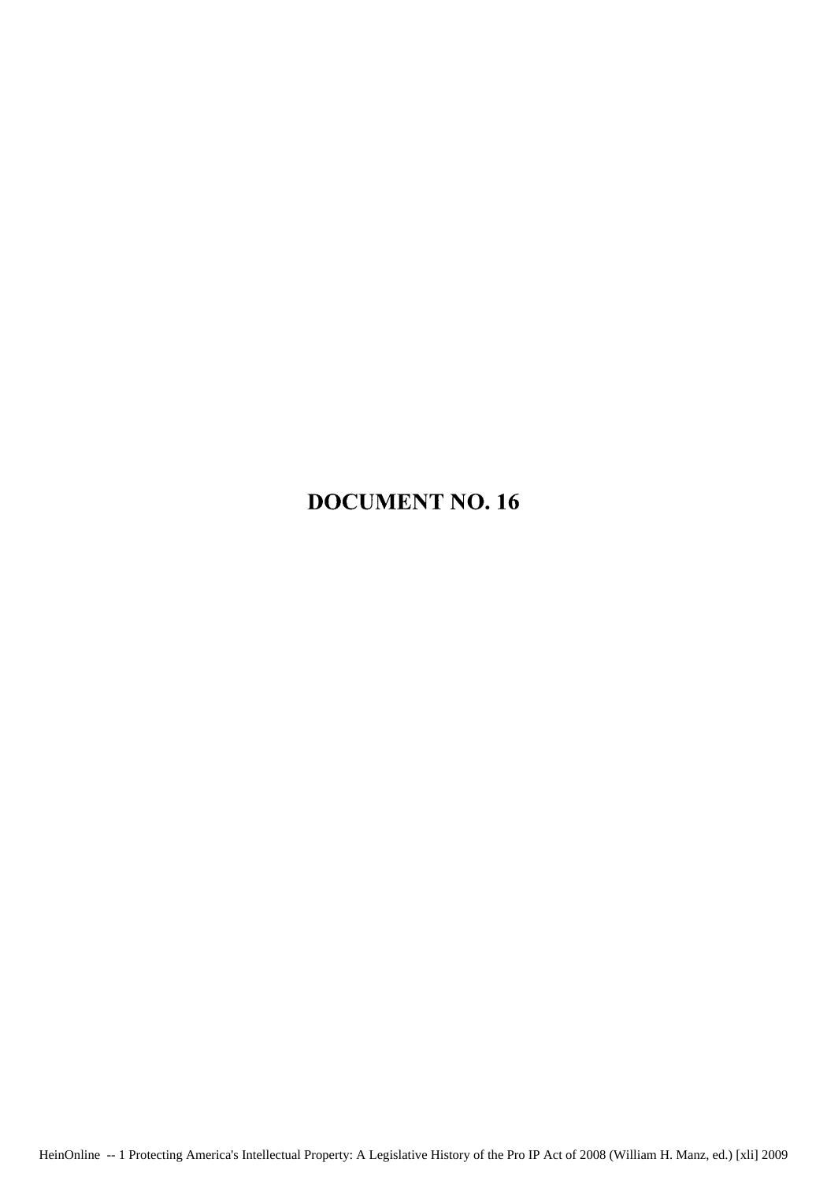# DOCUMENT NO. 16